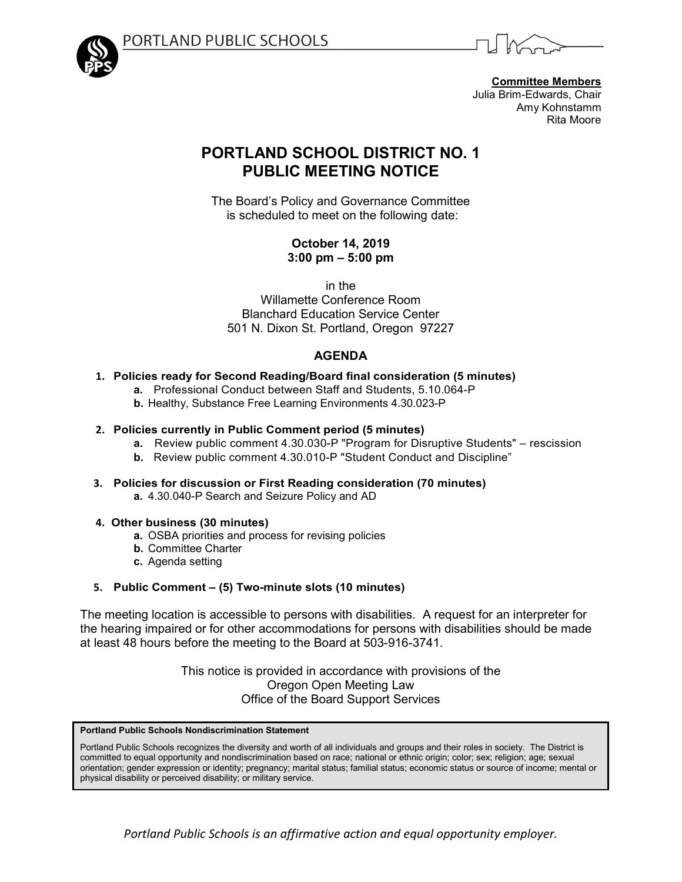PORTLAND PUBLIC SCHOOLS

**Committee Members**
Julia Brim-Edwards, Chair
Amy Kohnstamm
Rita Moore

# PORTLAND SCHOOL DISTRICT NO. 1
# PUBLIC MEETING NOTICE

The Board's Policy and Governance Committee
is scheduled to meet on the following date:

**October 14, 2019**
**3:00 pm – 5:00 pm**

in the
Willamette Conference Room
Blanchard Education Service Center
501 N. Dixon St. Portland, Oregon 97227

## AGENDA

1. **Policies ready for Second Reading/Board final consideration (5 minutes)**
   - **a.** Professional Conduct between Staff and Students, 5.10.064-P
   - **b.** Healthy, Substance Free Learning Environments 4.30.023-P
2. **Policies currently in Public Comment period (5 minutes)**
   - **a.** Review public comment 4.30.030-P "Program for Disruptive Students" – rescission
   - **b.** Review public comment 4.30.010-P "Student Conduct and Discipline"
3. **Policies for discussion or First Reading consideration (70 minutes)**
   - **a.** 4.30.040-P Search and Seizure Policy and AD
4. **Other business (30 minutes)**
   - **a.** OSBA priorities and process for revising policies
   - **b.** Committee Charter
   - **c.** Agenda setting
5. **Public Comment – (5) Two-minute slots (10 minutes)**

The meeting location is accessible to persons with disabilities. A request for an interpreter for the hearing impaired or for other accommodations for persons with disabilities should be made at least 48 hours before the meeting to the Board at 503-916-3741.

This notice is provided in accordance with provisions of the
Oregon Open Meeting Law
Office of the Board Support Services

**Portland Public Schools Nondiscrimination Statement**

Portland Public Schools recognizes the diversity and worth of all individuals and groups and their roles in society. The District is committed to equal opportunity and nondiscrimination based on race; national or ethnic origin; color; sex; religion; age; sexual orientation; gender expression or identity; pregnancy; marital status; familial status; economic status or source of income; mental or physical disability or perceived disability; or military service.

*Portland Public Schools is an affirmative action and equal opportunity employer.*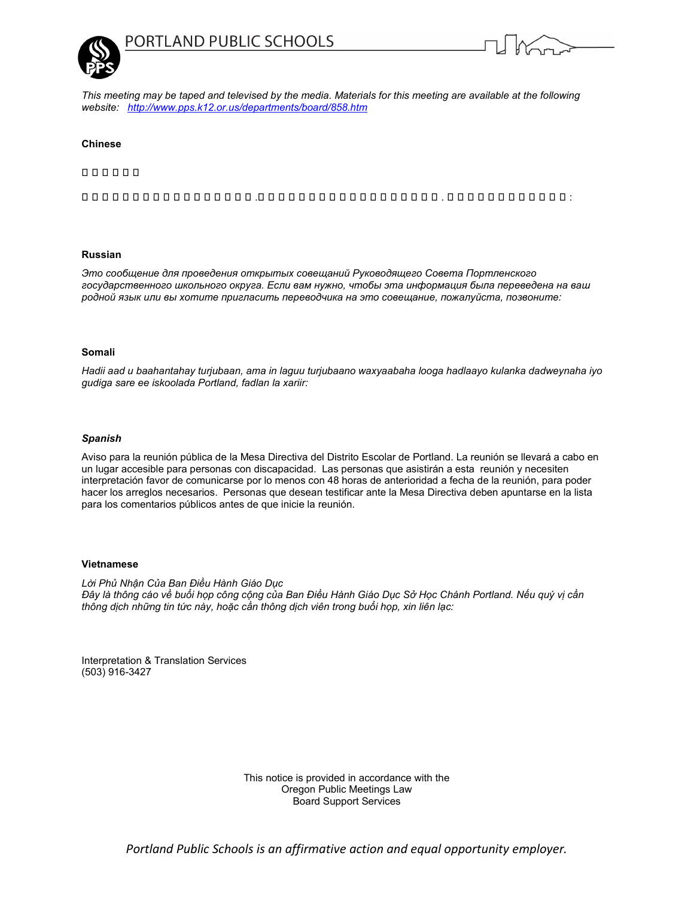*This meeting may be taped and televised by the media. Materials for this meeting are available at the following website: http://www.pps.k12.or.us/departments/board/858.htm*

**Chinese**

□□□□□□

□□□□□□□□□□□□□□□□□□.□□□□□□□□□□□□□□□□□□□. □□□□□□□□□□□□□□:

**Russian**

*Это сообщение для проведения открытых совещаний Руководящего Совета Портленского государственного школьного округа. Если вам нужно, чтобы эта информация была переведена на ваш родной язык или вы хотите пригласить переводчика на это совещание, пожалуйста, позвоните:*

**Somali**

*Hadii aad u baahantahay turjubaan, ama in laguu turjubaano waxyaabaha looga hadlaayo kulanka dadweynaha iyo gudiga sare ee iskoolada Portland, fadlan la xariir:*

***Spanish***

Aviso para la reunión pública de la Mesa Directiva del Distrito Escolar de Portland. La reunión se llevará a cabo en un lugar accesible para personas con discapacidad. Las personas que asistirán a esta reunión y necesiten interpretación favor de comunicarse por lo menos con 48 horas de anterioridad a fecha de la reunión, para poder hacer los arreglos necesarios. Personas que desean testificar ante la Mesa Directiva deben apuntarse en la lista para los comentarios públicos antes de que inicie la reunión.

**Vietnamese**

*Lời Phủ Nhận Của Ban Điều Hành Giáo Dục*
*Đây là thông cáo về buổi họp công cộng của Ban Điều Hành Giáo Dục Sở Học Chánh Portland. Nếu quý vị cần thông dịch những tin tức này, hoặc cần thông dịch viên trong buổi họp, xin liên lạc:*

Interpretation & Translation Services
(503) 916-3427

This notice is provided in accordance with the
Oregon Public Meetings Law
Board Support Services

*Portland Public Schools is an affirmative action and equal opportunity employer.*